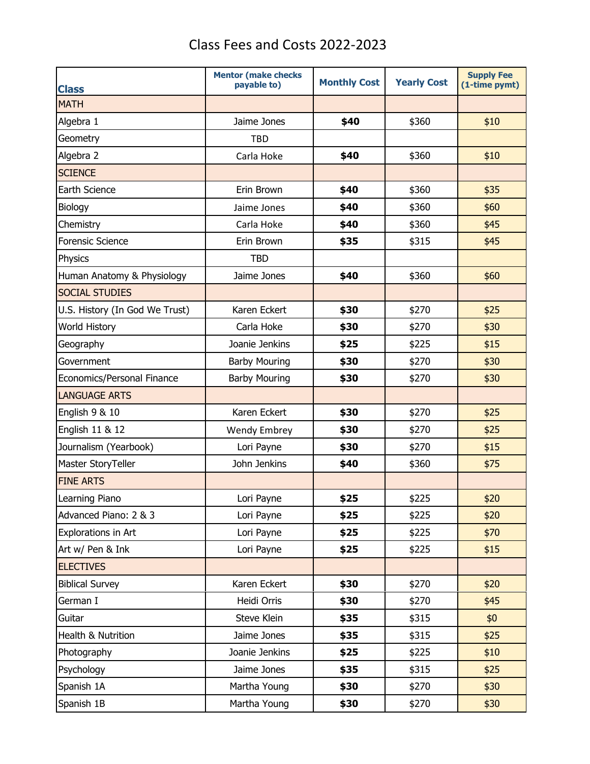# Class Fees and Costs 2022-2023

| Class | Mentor (make checks payable to) | Monthly Cost | Yearly Cost | Supply Fee (1-time pymt) |
|---|---|---|---|---|
| MATH | | | | |
| Algebra 1 | Jaime Jones | **$40** | $360 | $10 |
| Geometry | TBD | | | |
| Algebra 2 | Carla Hoke | **$40** | $360 | $10 |
| SCIENCE | | | | |
| Earth Science | Erin Brown | **$40** | $360 | $35 |
| Biology | Jaime Jones | **$40** | $360 | $60 |
| Chemistry | Carla Hoke | **$40** | $360 | $45 |
| Forensic Science | Erin Brown | **$35** | $315 | $45 |
| Physics | TBD | | | |
| Human Anatomy & Physiology | Jaime Jones | **$40** | $360 | $60 |
| SOCIAL STUDIES | | | | |
| U.S. History (In God We Trust) | Karen Eckert | **$30** | $270 | $25 |
| World History | Carla Hoke | **$30** | $270 | $30 |
| Geography | Joanie Jenkins | **$25** | $225 | $15 |
| Government | Barby Mouring | **$30** | $270 | $30 |
| Economics/Personal Finance | Barby Mouring | **$30** | $270 | $30 |
| LANGUAGE ARTS | | | | |
| English 9 & 10 | Karen Eckert | **$30** | $270 | $25 |
| English 11 & 12 | Wendy Embrey | **$30** | $270 | $25 |
| Journalism (Yearbook) | Lori Payne | **$30** | $270 | $15 |
| Master StoryTeller | John Jenkins | **$40** | $360 | $75 |
| FINE ARTS | | | | |
| Learning Piano | Lori Payne | **$25** | $225 | $20 |
| Advanced Piano: 2 & 3 | Lori Payne | **$25** | $225 | $20 |
| Explorations in Art | Lori Payne | **$25** | $225 | $70 |
| Art w/ Pen & Ink | Lori Payne | **$25** | $225 | $15 |
| ELECTIVES | | | | |
| Biblical Survey | Karen Eckert | **$30** | $270 | $20 |
| German I | Heidi Orris | **$30** | $270 | $45 |
| Guitar | Steve Klein | **$35** | $315 | $0 |
| Health & Nutrition | Jaime Jones | **$35** | $315 | $25 |
| Photography | Joanie Jenkins | **$25** | $225 | $10 |
| Psychology | Jaime Jones | **$35** | $315 | $25 |
| Spanish 1A | Martha Young | **$30** | $270 | $30 |
| Spanish 1B | Martha Young | **$30** | $270 | $30 |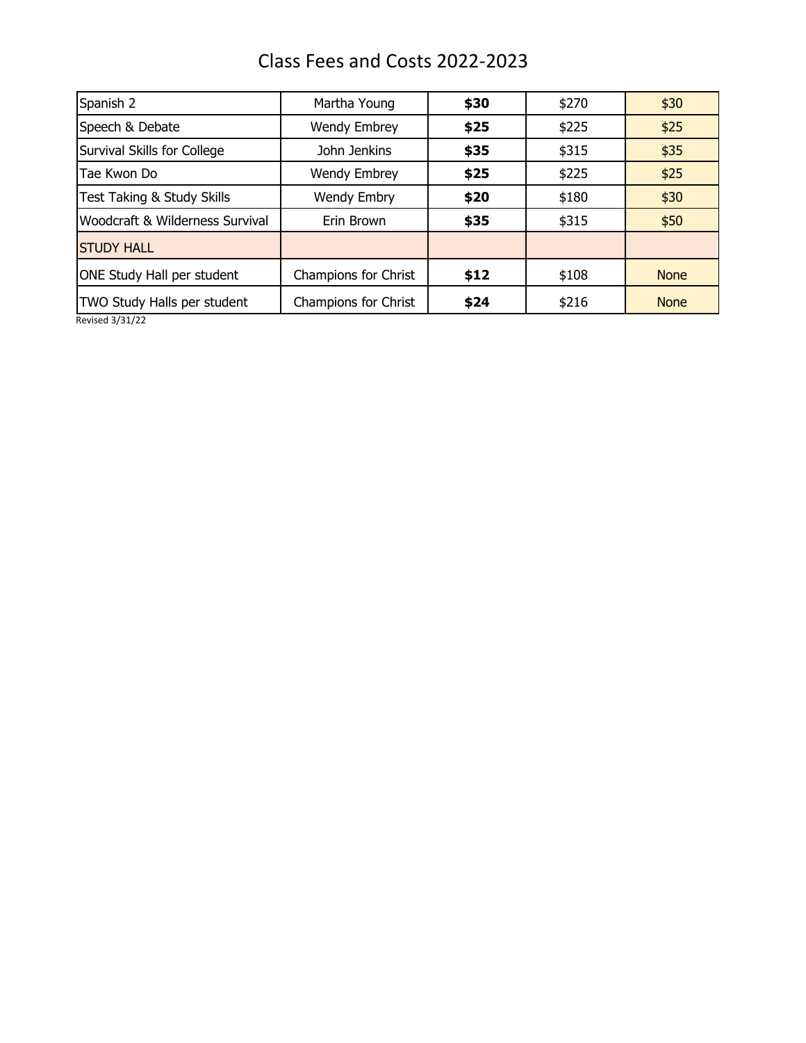# Class Fees and Costs 2022-2023

| | | | | |
|---|---|---|---|---|
| Spanish 2 | Martha Young | **$30** | $270 | $30 |
| Speech & Debate | Wendy Embrey | **$25** | $225 | $25 |
| Survival Skills for College | John Jenkins | **$35** | $315 | $35 |
| Tae Kwon Do | Wendy Embrey | **$25** | $225 | $25 |
| Test Taking & Study Skills | Wendy Embry | **$20** | $180 | $30 |
| Woodcraft & Wilderness Survival | Erin Brown | **$35** | $315 | $50 |
| STUDY HALL | | | | |
| ONE Study Hall per student | Champions for Christ | **$12** | $108 | None |
| TWO Study Halls per student | Champions for Christ | **$24** | $216 | None |

Revised 3/31/22